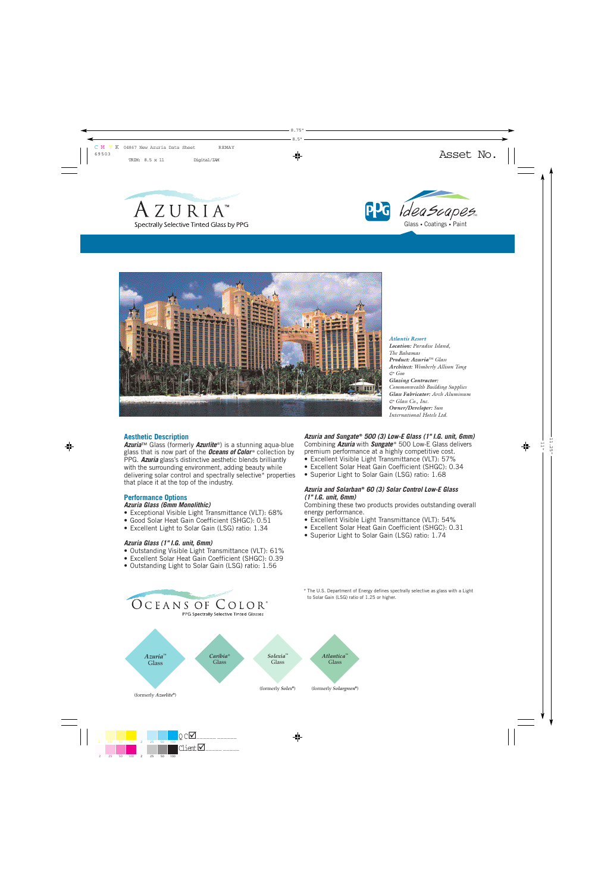# AZURIA™

Spectrally Selective Tinted Glass by PPG

PPG IdeaScapes™ Glass • Coatings • Paint

***Atlantis Resort***
***Location:*** *Paradise Island, The Bahamas*
***Product: Azuria™*** *Glass*
***Architect:*** *Wimberly Allison Tong & Goo*
***Glazing Contractor:*** *Commonwealth Building Supplies*
***Glass Fabricator:*** *Arch Aluminum & Glass Co., Inc.*
***Owner/Developer:*** *Sun International Hotels Ltd.*

## Aesthetic Description

***Azuria***™ Glass (formerly ***Azurlite***®) is a stunning aqua-blue glass that is now part of the ***Oceans of Color***® collection by PPG. ***Azuria*** glass's distinctive aesthetic blends brilliantly with the surrounding environment, adding beauty while delivering solar control and spectrally selective* properties that place it at the top of the industry.

## Performance Options

***Azuria Glass (6mm Monolithic)***

- Exceptional Visible Light Transmittance (VLT): 68%
- Good Solar Heat Gain Coefficient (SHGC): 0.51
- Excellent Light to Solar Gain (LSG) ratio: 1.34

***Azuria Glass (1" I.G. unit, 6mm)***

- Outstanding Visible Light Transmittance (VLT): 61%
- Excellent Solar Heat Gain Coefficient (SHGC): 0.39
- Outstanding Light to Solar Gain (LSG) ratio: 1.56

***Azuria and Sungate® 500 (3) Low-E Glass (1" I.G. unit, 6mm)***

Combining ***Azuria*** with ***Sungate***® 500 Low-E Glass delivers premium performance at a highly competitive cost.

- Excellent Visible Light Transmittance (VLT): 57%
- Excellent Solar Heat Gain Coefficient (SHGC): 0.34
- Superior Light to Solar Gain (LSG) ratio: 1.68

***Azuria and Solarban® 60 (3) Solar Control Low-E Glass (1" I.G. unit, 6mm)***

Combining these two products provides outstanding overall energy performance.

- Excellent Visible Light Transmittance (VLT): 54%
- Excellent Solar Heat Gain Coefficient (SHGC): 0.31
- Superior Light to Solar Gain (LSG) ratio: 1.74

* The U.S. Department of Energy defines spectrally selective as glass with a Light to Solar Gain (LSG) ratio of 1.25 or higher.

## OCEANS OF COLOR®

PPG Spectrally Selective Tinted Glasses

- ***Azuria***™ Glass (formerly ***Azurlite***®)
- ***Caribia***® Glass
- ***Solexia***™ Glass (formerly ***Solex***®)
- ***Atlantica***™ Glass (formerly ***Solargreen***®)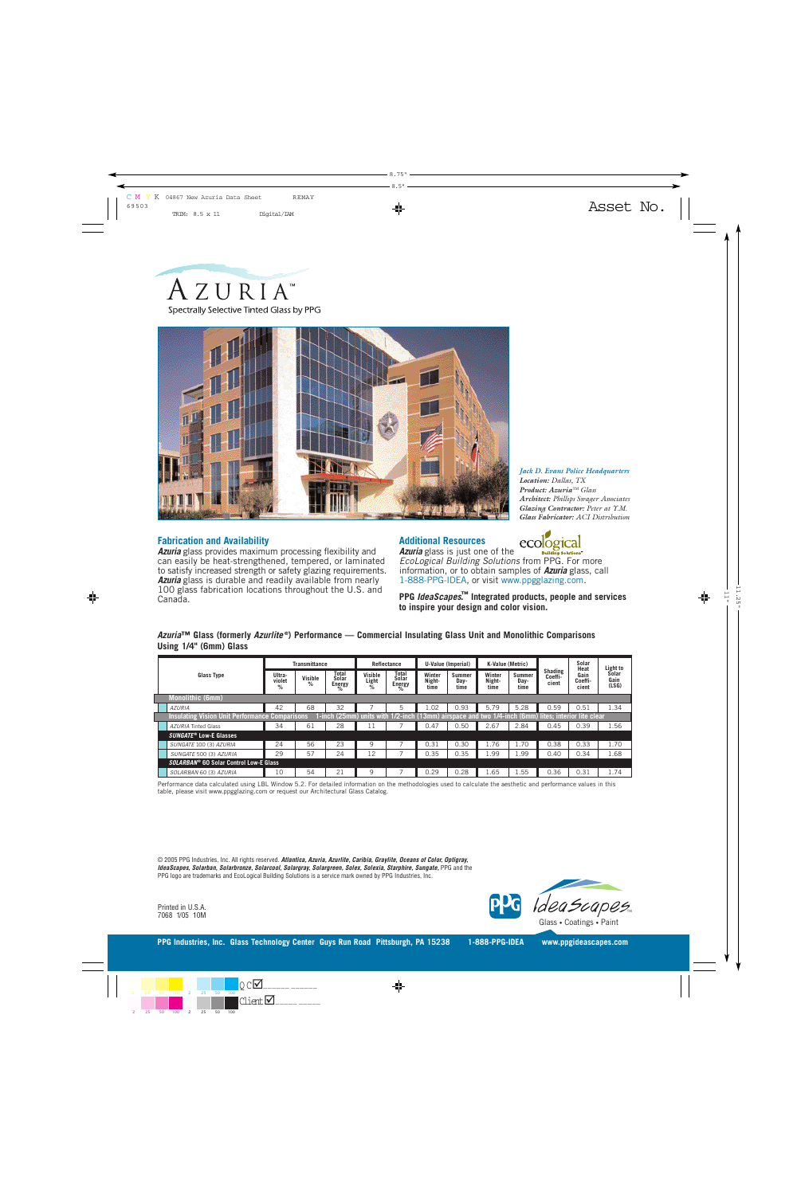# AZURIA™

Spectrally Selective Tinted Glass by PPG

*Jack D. Evans Police Headquarters*
*Location:* Dallas, TX
*Product:* Azuria™ Glass
*Architect:* Phillips Swager Associates
*Glazing Contractor:* Peter at Y.M.
*Glass Fabricator:* ACI Distribution

## Fabrication and Availability

***Azuria*** glass provides maximum processing flexibility and can easily be heat-strengthened, tempered, or laminated to satisfy increased strength or safety glazing requirements. ***Azuria*** glass is durable and readily available from nearly 100 glass fabrication locations throughout the U.S. and Canada.

## Additional Resources

***Azuria*** glass is just one of the *EcoLogical Building Solutions* from PPG. For more information, or to obtain samples of ***Azuria*** glass, call 1-888-PPG-IDEA, or visit www.ppgglazing.com.

**PPG *IdeaScapes.*™ Integrated products, people and services to inspire your design and color vision.**

### *Azuria*™ Glass (formerly *Azurlite*®) Performance — Commercial Insulating Glass Unit and Monolithic Comparisons Using 1/4" (6mm) Glass

| Glass Type | Transmittance | | | Reflectance | | U-Value (Imperial) | | K-Value (Metric) | | Shading Coefficient | Solar Heat Gain Coefficient | Light to Solar Gain (LSG) |
|---|---|---|---|---|---|---|---|---|---|---|---|---|
| | Ultra-violet % | Visible % | Total Solar Energy % | Visible Light % | Total Solar Energy % | Winter Night-time | Summer Day-time | Winter Night-time | Summer Day-time | | | |
| **Monolithic (6mm)** | | | | | | | | | | | | |
| *AZURIA* | 42 | 68 | 32 | 7 | 5 | 1.02 | 0.93 | 5.79 | 5.28 | 0.59 | 0.51 | 1.34 |
| **Insulating Vision Unit Performance Comparisons — 1-inch (25mm) units with 1/2-inch (13mm) airspace and two 1/4-inch (6mm) lites; interior lite clear** | | | | | | | | | | | | |
| *AZURIA* Tinted Glass | 34 | 61 | 28 | 11 | 7 | 0.47 | 0.50 | 2.67 | 2.84 | 0.45 | 0.39 | 1.56 |
| ***SUNGATE*® Low-E Glasses** | | | | | | | | | | | | |
| *SUNGATE* 100 (3) *AZURIA* | 24 | 56 | 23 | 9 | 7 | 0.31 | 0.30 | 1.76 | 1.70 | 0.38 | 0.33 | 1.70 |
| *SUNGATE* 500 (3) *AZURIA* | 29 | 57 | 24 | 12 | 7 | 0.35 | 0.35 | 1.99 | 1.99 | 0.40 | 0.34 | 1.68 |
| ***SOLARBAN*® 60 Solar Control Low-E Glass** | | | | | | | | | | | | |
| *SOLARBAN* 60 (3) *AZURIA* | 10 | 54 | 21 | 9 | 7 | 0.29 | 0.28 | 1.65 | 1.55 | 0.36 | 0.31 | 1.74 |

Performance data calculated using LBL Window 5.2. For detailed information on the methodologies used to calculate the aesthetic and performance values in this table, please visit www.ppgglazing.com or request our Architectural Glass Catalog.

© 2005 PPG Industries, Inc. All rights reserved. ***Atlantica, Azuria, Azurlite, Caribia, Graylite, Oceans of Color, Optigray, IdeaScapes, Solarban, Solarbronze, Solarcool, Solargray, Solargreen, Solex, Solexia, Starphire, Sungate,*** PPG and the PPG logo are trademarks and EcoLogical Building Solutions is a service mark owned by PPG Industries, Inc.

Printed in U.S.A.
7068 1/05 10M

PPG IdeaScapes™ — Glass • Coatings • Paint

**PPG Industries, Inc. Glass Technology Center Guys Run Road Pittsburgh, PA 15238 1-888-PPG-IDEA www.ppgideascapes.com**